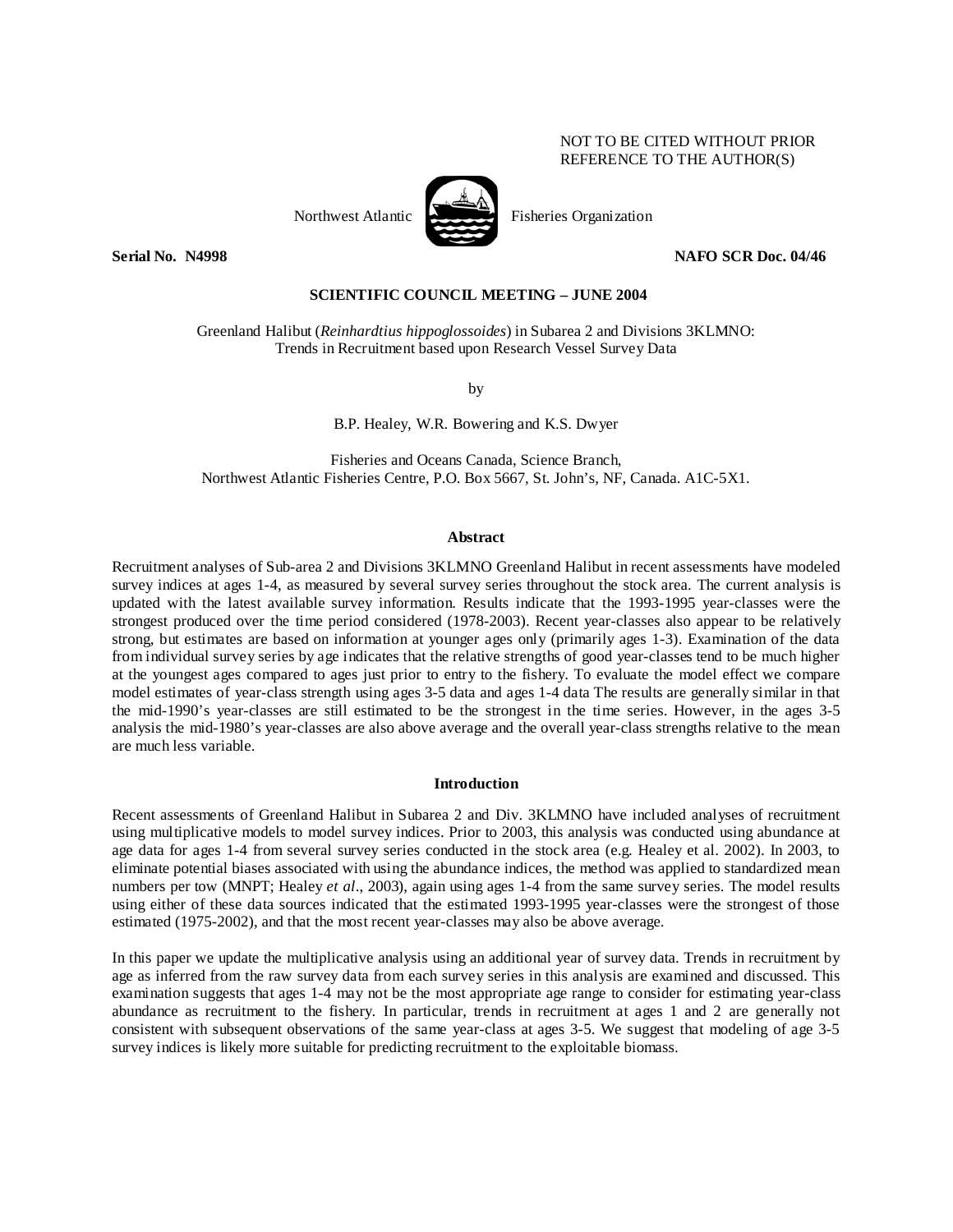NOT TO BE CITED WITHOUT PRIOR
REFERENCE TO THE AUTHOR(S)

Northwest Atlantic Fisheries Organization

**Serial No. N4998** **NAFO SCR Doc. 04/46**

**SCIENTIFIC COUNCIL MEETING – JUNE 2004**

Greenland Halibut (*Reinhardtius hippoglossoides*) in Subarea 2 and Divisions 3KLMNO:
Trends in Recruitment based upon Research Vessel Survey Data

by

B.P. Healey, W.R. Bowering and K.S. Dwyer

Fisheries and Oceans Canada, Science Branch,
Northwest Atlantic Fisheries Centre, P.O. Box 5667, St. John's, NF, Canada. A1C-5X1.

## Abstract

Recruitment analyses of Sub-area 2 and Divisions 3KLMNO Greenland Halibut in recent assessments have modeled survey indices at ages 1-4, as measured by several survey series throughout the stock area. The current analysis is updated with the latest available survey information. Results indicate that the 1993-1995 year-classes were the strongest produced over the time period considered (1978-2003). Recent year-classes also appear to be relatively strong, but estimates are based on information at younger ages only (primarily ages 1-3). Examination of the data from individual survey series by age indicates that the relative strengths of good year-classes tend to be much higher at the youngest ages compared to ages just prior to entry to the fishery. To evaluate the model effect we compare model estimates of year-class strength using ages 3-5 data and ages 1-4 data The results are generally similar in that the mid-1990's year-classes are still estimated to be the strongest in the time series. However, in the ages 3-5 analysis the mid-1980's year-classes are also above average and the overall year-class strengths relative to the mean are much less variable.

## Introduction

Recent assessments of Greenland Halibut in Subarea 2 and Div. 3KLMNO have included analyses of recruitment using multiplicative models to model survey indices. Prior to 2003, this analysis was conducted using abundance at age data for ages 1-4 from several survey series conducted in the stock area (e.g. Healey et al. 2002). In 2003, to eliminate potential biases associated with using the abundance indices, the method was applied to standardized mean numbers per tow (MNPT; Healey *et al*., 2003), again using ages 1-4 from the same survey series. The model results using either of these data sources indicated that the estimated 1993-1995 year-classes were the strongest of those estimated (1975-2002), and that the most recent year-classes may also be above average.

In this paper we update the multiplicative analysis using an additional year of survey data. Trends in recruitment by age as inferred from the raw survey data from each survey series in this analysis are examined and discussed. This examination suggests that ages 1-4 may not be the most appropriate age range to consider for estimating year-class abundance as recruitment to the fishery. In particular, trends in recruitment at ages 1 and 2 are generally not consistent with subsequent observations of the same year-class at ages 3-5. We suggest that modeling of age 3-5 survey indices is likely more suitable for predicting recruitment to the exploitable biomass.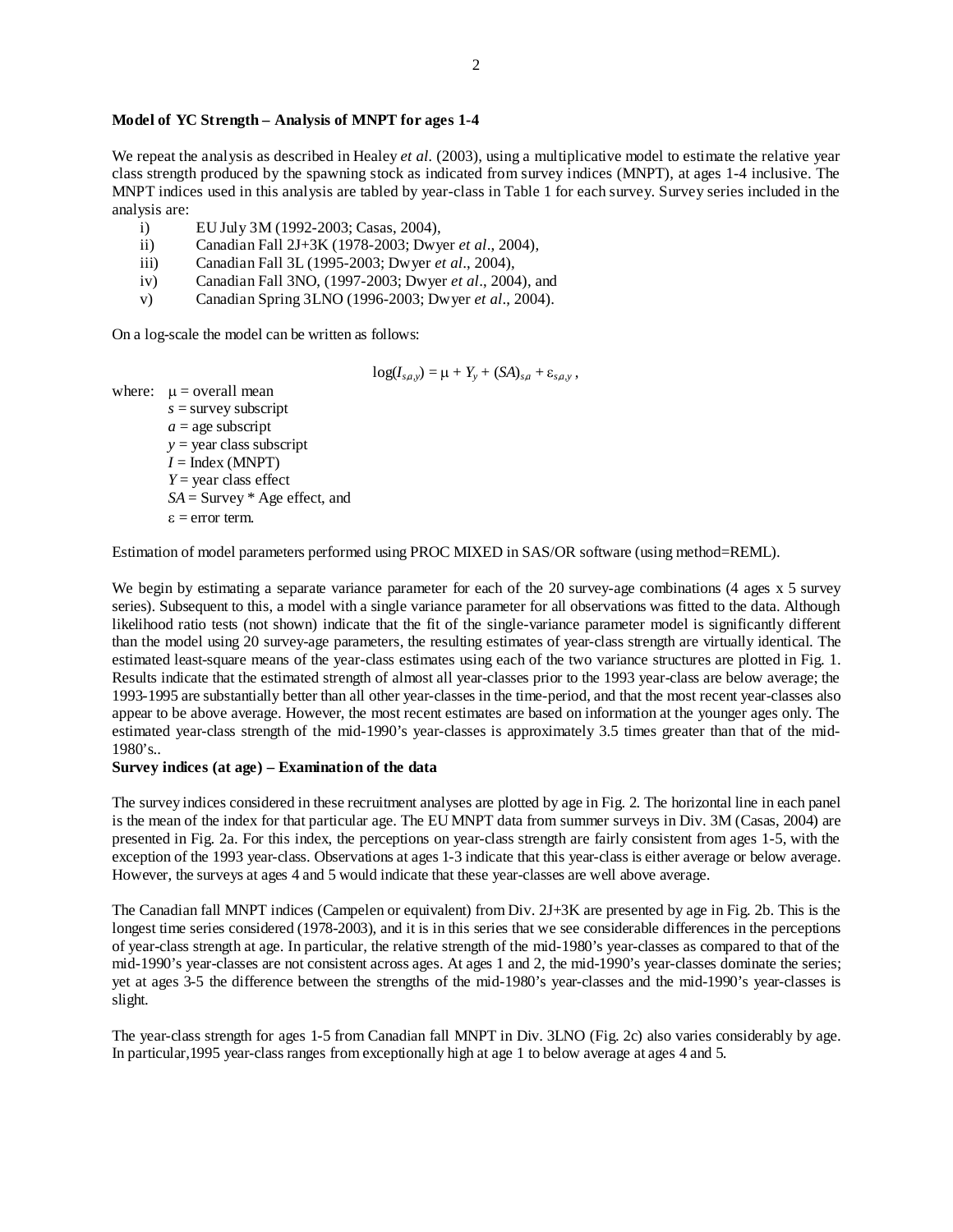**Model of YC Strength – Analysis of MNPT for ages 1-4**

We repeat the analysis as described in Healey *et al.* (2003), using a multiplicative model to estimate the relative year class strength produced by the spawning stock as indicated from survey indices (MNPT), at ages 1-4 inclusive. The MNPT indices used in this analysis are tabled by year-class in Table 1 for each survey. Survey series included in the analysis are:

i) EU July 3M (1992-2003; Casas, 2004),
ii) Canadian Fall 2J+3K (1978-2003; Dwyer *et al*., 2004),
iii) Canadian Fall 3L (1995-2003; Dwyer *et al*., 2004),
iv) Canadian Fall 3NO, (1997-2003; Dwyer *et al*., 2004), and
v) Canadian Spring 3LNO (1996-2003; Dwyer *et al*., 2004).

On a log-scale the model can be written as follows:

$$\log(I_{s,a,y}) = \mu + Y_y + (SA)_{s,a} + \varepsilon_{s,a,y}\,,$$

where:
$\mu$ = overall mean
$s$ = survey subscript
$a$ = age subscript
$y$ = year class subscript
$I$ = Index (MNPT)
$Y$ = year class effect
$SA$ = Survey * Age effect, and
$\varepsilon$ = error term.

Estimation of model parameters performed using PROC MIXED in SAS/OR software (using method=REML).

We begin by estimating a separate variance parameter for each of the 20 survey-age combinations (4 ages x 5 survey series). Subsequent to this, a model with a single variance parameter for all observations was fitted to the data. Although likelihood ratio tests (not shown) indicate that the fit of the single-variance parameter model is significantly different than the model using 20 survey-age parameters, the resulting estimates of year-class strength are virtually identical. The estimated least-square means of the year-class estimates using each of the two variance structures are plotted in Fig. 1. Results indicate that the estimated strength of almost all year-classes prior to the 1993 year-class are below average; the 1993-1995 are substantially better than all other year-classes in the time-period, and that the most recent year-classes also appear to be above average. However, the most recent estimates are based on information at the younger ages only. The estimated year-class strength of the mid-1990's year-classes is approximately 3.5 times greater than that of the mid-1980's..

**Survey indices (at age) – Examination of the data**

The survey indices considered in these recruitment analyses are plotted by age in Fig. 2. The horizontal line in each panel is the mean of the index for that particular age. The EU MNPT data from summer surveys in Div. 3M (Casas, 2004) are presented in Fig. 2a. For this index, the perceptions on year-class strength are fairly consistent from ages 1-5, with the exception of the 1993 year-class. Observations at ages 1-3 indicate that this year-class is either average or below average. However, the surveys at ages 4 and 5 would indicate that these year-classes are well above average.

The Canadian fall MNPT indices (Campelen or equivalent) from Div. 2J+3K are presented by age in Fig. 2b. This is the longest time series considered (1978-2003), and it is in this series that we see considerable differences in the perceptions of year-class strength at age. In particular, the relative strength of the mid-1980's year-classes as compared to that of the mid-1990's year-classes are not consistent across ages. At ages 1 and 2, the mid-1990's year-classes dominate the series; yet at ages 3-5 the difference between the strengths of the mid-1980's year-classes and the mid-1990's year-classes is slight.

The year-class strength for ages 1-5 from Canadian fall MNPT in Div. 3LNO (Fig. 2c) also varies considerably by age. In particular,1995 year-class ranges from exceptionally high at age 1 to below average at ages 4 and 5.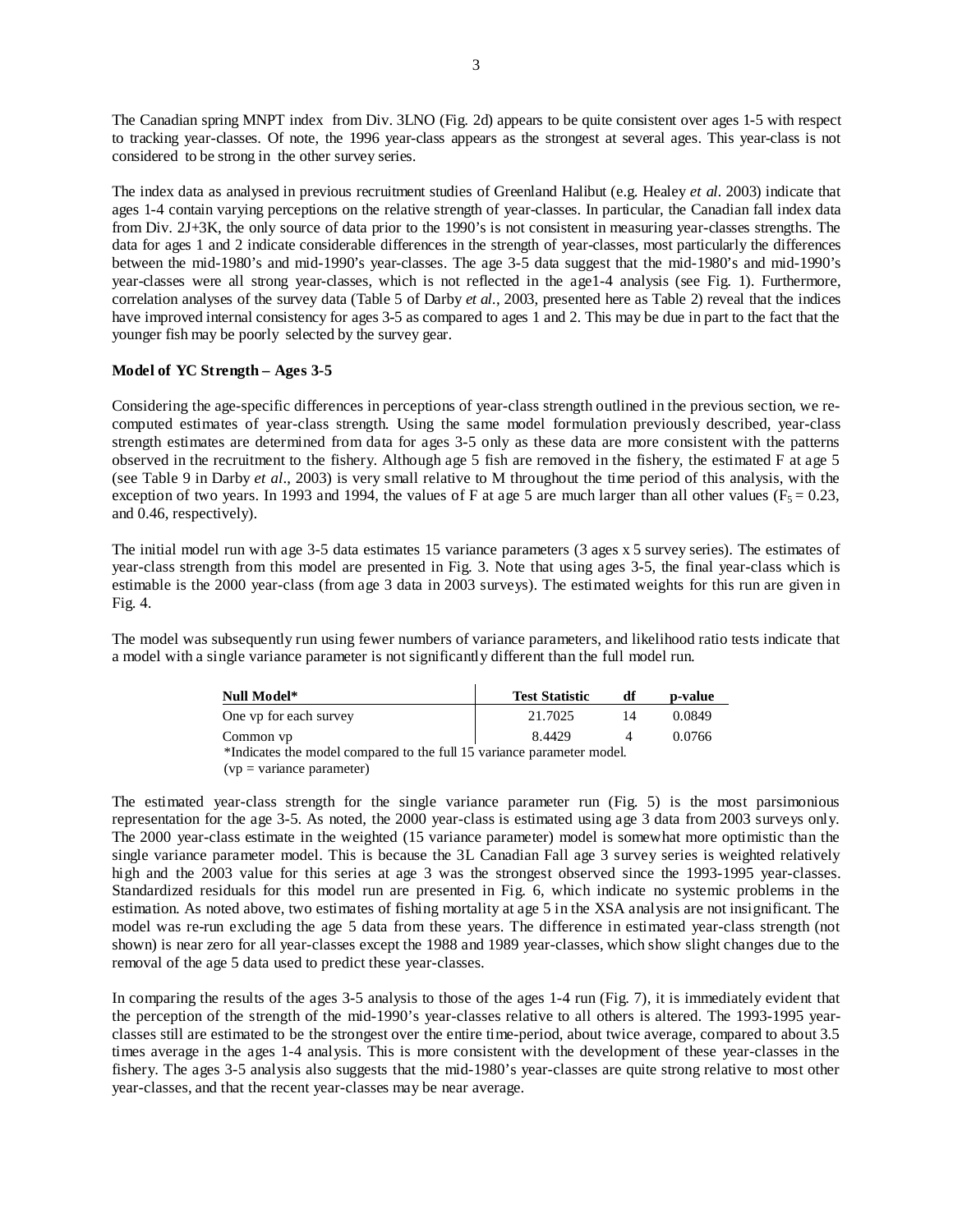The Canadian spring MNPT index from Div. 3LNO (Fig. 2d) appears to be quite consistent over ages 1-5 with respect to tracking year-classes. Of note, the 1996 year-class appears as the strongest at several ages. This year-class is not considered to be strong in the other survey series.

The index data as analysed in previous recruitment studies of Greenland Halibut (e.g. Healey *et al*. 2003) indicate that ages 1-4 contain varying perceptions on the relative strength of year-classes. In particular, the Canadian fall index data from Div. 2J+3K, the only source of data prior to the 1990's is not consistent in measuring year-classes strengths. The data for ages 1 and 2 indicate considerable differences in the strength of year-classes, most particularly the differences between the mid-1980's and mid-1990's year-classes. The age 3-5 data suggest that the mid-1980's and mid-1990's year-classes were all strong year-classes, which is not reflected in the age1-4 analysis (see Fig. 1). Furthermore, correlation analyses of the survey data (Table 5 of Darby *et al*., 2003, presented here as Table 2) reveal that the indices have improved internal consistency for ages 3-5 as compared to ages 1 and 2. This may be due in part to the fact that the younger fish may be poorly selected by the survey gear.

**Model of YC Strength – Ages 3-5**

Considering the age-specific differences in perceptions of year-class strength outlined in the previous section, we re-computed estimates of year-class strength. Using the same model formulation previously described, year-class strength estimates are determined from data for ages 3-5 only as these data are more consistent with the patterns observed in the recruitment to the fishery. Although age 5 fish are removed in the fishery, the estimated F at age 5 (see Table 9 in Darby *et al*., 2003) is very small relative to M throughout the time period of this analysis, with the exception of two years. In 1993 and 1994, the values of F at age 5 are much larger than all other values ($F_5 = 0.23$, and 0.46, respectively).

The initial model run with age 3-5 data estimates 15 variance parameters (3 ages x 5 survey series). The estimates of year-class strength from this model are presented in Fig. 3. Note that using ages 3-5, the final year-class which is estimable is the 2000 year-class (from age 3 data in 2003 surveys). The estimated weights for this run are given in Fig. 4.

The model was subsequently run using fewer numbers of variance parameters, and likelihood ratio tests indicate that a model with a single variance parameter is not significantly different than the full model run.

| Null Model* | Test Statistic | df | p-value |
|---|---|---|---|
| One vp for each survey | 21.7025 | 14 | 0.0849 |
| Common vp | 8.4429 | 4 | 0.0766 |

*Indicates the model compared to the full 15 variance parameter model.
(vp = variance parameter)

The estimated year-class strength for the single variance parameter run (Fig. 5) is the most parsimonious representation for the age 3-5. As noted, the 2000 year-class is estimated using age 3 data from 2003 surveys only. The 2000 year-class estimate in the weighted (15 variance parameter) model is somewhat more optimistic than the single variance parameter model. This is because the 3L Canadian Fall age 3 survey series is weighted relatively high and the 2003 value for this series at age 3 was the strongest observed since the 1993-1995 year-classes. Standardized residuals for this model run are presented in Fig. 6, which indicate no systemic problems in the estimation. As noted above, two estimates of fishing mortality at age 5 in the XSA analysis are not insignificant. The model was re-run excluding the age 5 data from these years. The difference in estimated year-class strength (not shown) is near zero for all year-classes except the 1988 and 1989 year-classes, which show slight changes due to the removal of the age 5 data used to predict these year-classes.

In comparing the results of the ages 3-5 analysis to those of the ages 1-4 run (Fig. 7), it is immediately evident that the perception of the strength of the mid-1990's year-classes relative to all others is altered. The 1993-1995 year-classes still are estimated to be the strongest over the entire time-period, about twice average, compared to about 3.5 times average in the ages 1-4 analysis. This is more consistent with the development of these year-classes in the fishery. The ages 3-5 analysis also suggests that the mid-1980's year-classes are quite strong relative to most other year-classes, and that the recent year-classes may be near average.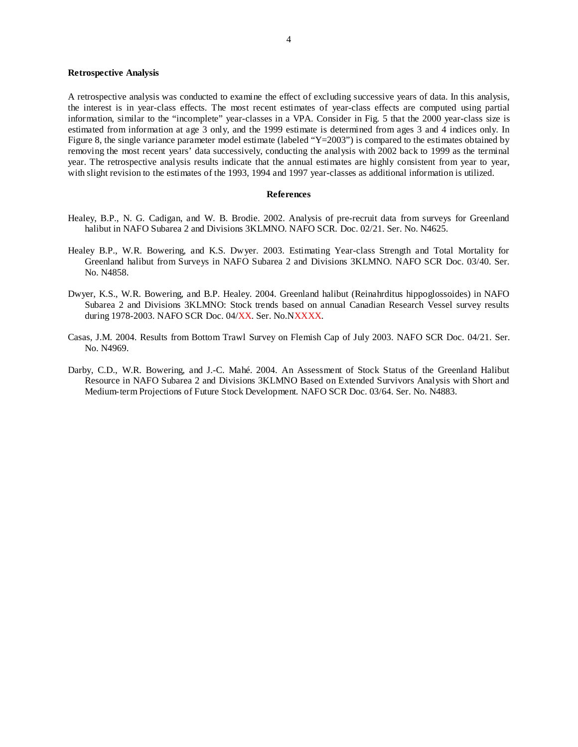**Retrospective Analysis**

A retrospective analysis was conducted to examine the effect of excluding successive years of data. In this analysis, the interest is in year-class effects. The most recent estimates of year-class effects are computed using partial information, similar to the "incomplete" year-classes in a VPA. Consider in Fig. 5 that the 2000 year-class size is estimated from information at age 3 only, and the 1999 estimate is determined from ages 3 and 4 indices only. In Figure 8, the single variance parameter model estimate (labeled "Y=2003") is compared to the estimates obtained by removing the most recent years' data successively, conducting the analysis with 2002 back to 1999 as the terminal year. The retrospective analysis results indicate that the annual estimates are highly consistent from year to year, with slight revision to the estimates of the 1993, 1994 and 1997 year-classes as additional information is utilized.

## References

Healey, B.P., N. G. Cadigan, and W. B. Brodie. 2002. Analysis of pre-recruit data from surveys for Greenland halibut in NAFO Subarea 2 and Divisions 3KLMNO. NAFO SCR. Doc. 02/21. Ser. No. N4625.

Healey B.P., W.R. Bowering, and K.S. Dwyer. 2003. Estimating Year-class Strength and Total Mortality for Greenland halibut from Surveys in NAFO Subarea 2 and Divisions 3KLMNO. NAFO SCR Doc. 03/40. Ser. No. N4858.

Dwyer, K.S., W.R. Bowering, and B.P. Healey. 2004. Greenland halibut (Reinahrditus hippoglossoides) in NAFO Subarea 2 and Divisions 3KLMNO: Stock trends based on annual Canadian Research Vessel survey results during 1978-2003. NAFO SCR Doc. 04/XX. Ser. No.NXXXX.

Casas, J.M. 2004. Results from Bottom Trawl Survey on Flemish Cap of July 2003. NAFO SCR Doc. 04/21. Ser. No. N4969.

Darby, C.D., W.R. Bowering, and J.-C. Mahé. 2004. An Assessment of Stock Status of the Greenland Halibut Resource in NAFO Subarea 2 and Divisions 3KLMNO Based on Extended Survivors Analysis with Short and Medium-term Projections of Future Stock Development. NAFO SCR Doc. 03/64. Ser. No. N4883.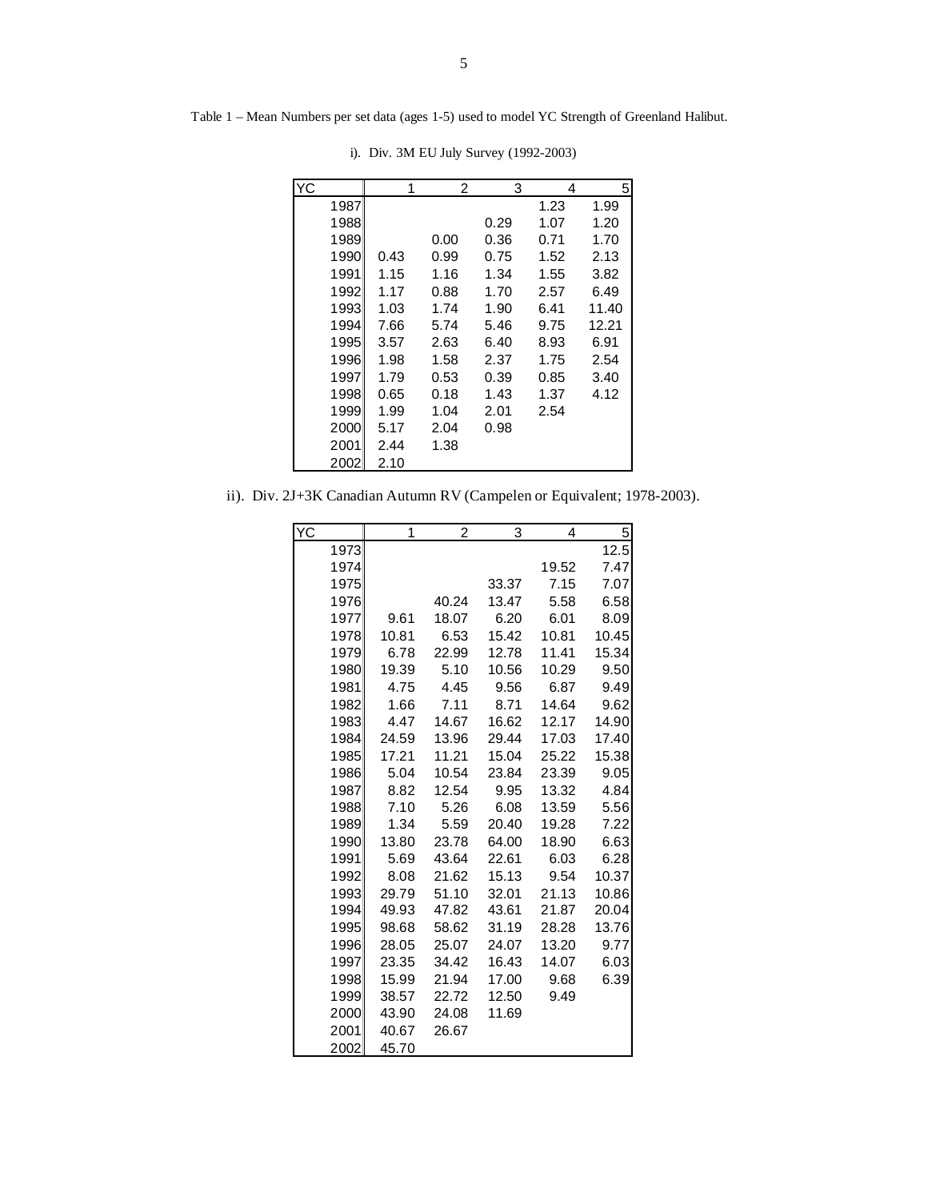Table 1 – Mean Numbers per set data (ages 1-5) used to model YC Strength of Greenland Halibut.

i). Div. 3M EU July Survey (1992-2003)

| YC | 1 | 2 | 3 | 4 | 5 |
|---|---|---|---|---|---|
| 1987 | | | | 1.23 | 1.99 |
| 1988 | | | 0.29 | 1.07 | 1.20 |
| 1989 | | 0.00 | 0.36 | 0.71 | 1.70 |
| 1990 | 0.43 | 0.99 | 0.75 | 1.52 | 2.13 |
| 1991 | 1.15 | 1.16 | 1.34 | 1.55 | 3.82 |
| 1992 | 1.17 | 0.88 | 1.70 | 2.57 | 6.49 |
| 1993 | 1.03 | 1.74 | 1.90 | 6.41 | 11.40 |
| 1994 | 7.66 | 5.74 | 5.46 | 9.75 | 12.21 |
| 1995 | 3.57 | 2.63 | 6.40 | 8.93 | 6.91 |
| 1996 | 1.98 | 1.58 | 2.37 | 1.75 | 2.54 |
| 1997 | 1.79 | 0.53 | 0.39 | 0.85 | 3.40 |
| 1998 | 0.65 | 0.18 | 1.43 | 1.37 | 4.12 |
| 1999 | 1.99 | 1.04 | 2.01 | 2.54 | |
| 2000 | 5.17 | 2.04 | 0.98 | | |
| 2001 | 2.44 | 1.38 | | | |
| 2002 | 2.10 | | | | |

ii). Div. 2J+3K Canadian Autumn RV (Campelen or Equivalent; 1978-2003).

| YC | 1 | 2 | 3 | 4 | 5 |
|---|---|---|---|---|---|
| 1973 | | | | | 12.5 |
| 1974 | | | | 19.52 | 7.47 |
| 1975 | | | 33.37 | 7.15 | 7.07 |
| 1976 | | 40.24 | 13.47 | 5.58 | 6.58 |
| 1977 | 9.61 | 18.07 | 6.20 | 6.01 | 8.09 |
| 1978 | 10.81 | 6.53 | 15.42 | 10.81 | 10.45 |
| 1979 | 6.78 | 22.99 | 12.78 | 11.41 | 15.34 |
| 1980 | 19.39 | 5.10 | 10.56 | 10.29 | 9.50 |
| 1981 | 4.75 | 4.45 | 9.56 | 6.87 | 9.49 |
| 1982 | 1.66 | 7.11 | 8.71 | 14.64 | 9.62 |
| 1983 | 4.47 | 14.67 | 16.62 | 12.17 | 14.90 |
| 1984 | 24.59 | 13.96 | 29.44 | 17.03 | 17.40 |
| 1985 | 17.21 | 11.21 | 15.04 | 25.22 | 15.38 |
| 1986 | 5.04 | 10.54 | 23.84 | 23.39 | 9.05 |
| 1987 | 8.82 | 12.54 | 9.95 | 13.32 | 4.84 |
| 1988 | 7.10 | 5.26 | 6.08 | 13.59 | 5.56 |
| 1989 | 1.34 | 5.59 | 20.40 | 19.28 | 7.22 |
| 1990 | 13.80 | 23.78 | 64.00 | 18.90 | 6.63 |
| 1991 | 5.69 | 43.64 | 22.61 | 6.03 | 6.28 |
| 1992 | 8.08 | 21.62 | 15.13 | 9.54 | 10.37 |
| 1993 | 29.79 | 51.10 | 32.01 | 21.13 | 10.86 |
| 1994 | 49.93 | 47.82 | 43.61 | 21.87 | 20.04 |
| 1995 | 98.68 | 58.62 | 31.19 | 28.28 | 13.76 |
| 1996 | 28.05 | 25.07 | 24.07 | 13.20 | 9.77 |
| 1997 | 23.35 | 34.42 | 16.43 | 14.07 | 6.03 |
| 1998 | 15.99 | 21.94 | 17.00 | 9.68 | 6.39 |
| 1999 | 38.57 | 22.72 | 12.50 | 9.49 | |
| 2000 | 43.90 | 24.08 | 11.69 | | |
| 2001 | 40.67 | 26.67 | | | |
| 2002 | 45.70 | | | | |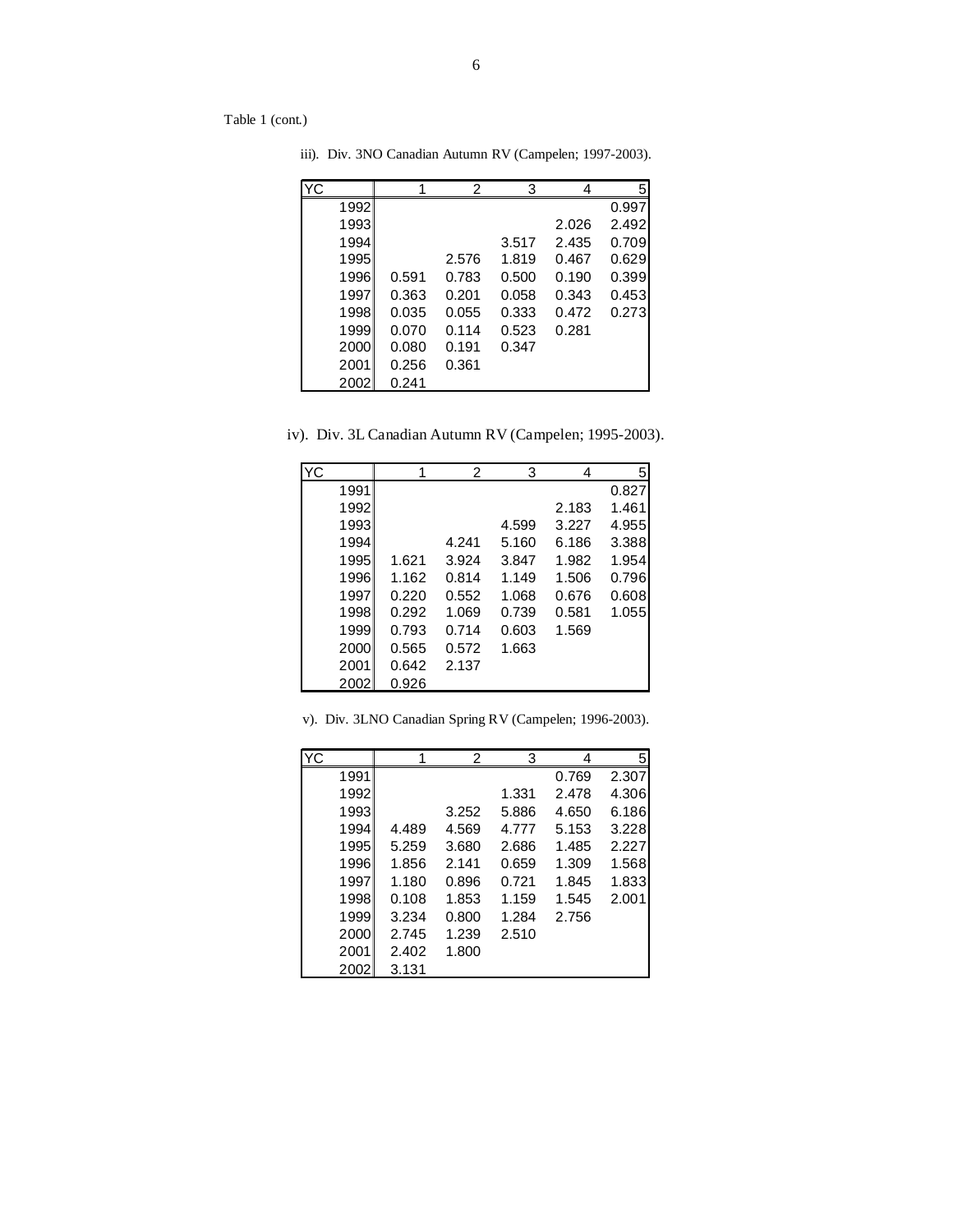Table 1 (cont.)

iii). Div. 3NO Canadian Autumn RV (Campelen; 1997-2003).

| YC | 1 | 2 | 3 | 4 | 5 |
|---|---|---|---|---|---|
| 1992 | | | | | 0.997 |
| 1993 | | | | 2.026 | 2.492 |
| 1994 | | | 3.517 | 2.435 | 0.709 |
| 1995 | | 2.576 | 1.819 | 0.467 | 0.629 |
| 1996 | 0.591 | 0.783 | 0.500 | 0.190 | 0.399 |
| 1997 | 0.363 | 0.201 | 0.058 | 0.343 | 0.453 |
| 1998 | 0.035 | 0.055 | 0.333 | 0.472 | 0.273 |
| 1999 | 0.070 | 0.114 | 0.523 | 0.281 | |
| 2000 | 0.080 | 0.191 | 0.347 | | |
| 2001 | 0.256 | 0.361 | | | |
| 2002 | 0.241 | | | | |

iv). Div. 3L Canadian Autumn RV (Campelen; 1995-2003).

| YC | 1 | 2 | 3 | 4 | 5 |
|---|---|---|---|---|---|
| 1991 | | | | | 0.827 |
| 1992 | | | | 2.183 | 1.461 |
| 1993 | | | 4.599 | 3.227 | 4.955 |
| 1994 | | 4.241 | 5.160 | 6.186 | 3.388 |
| 1995 | 1.621 | 3.924 | 3.847 | 1.982 | 1.954 |
| 1996 | 1.162 | 0.814 | 1.149 | 1.506 | 0.796 |
| 1997 | 0.220 | 0.552 | 1.068 | 0.676 | 0.608 |
| 1998 | 0.292 | 1.069 | 0.739 | 0.581 | 1.055 |
| 1999 | 0.793 | 0.714 | 0.603 | 1.569 | |
| 2000 | 0.565 | 0.572 | 1.663 | | |
| 2001 | 0.642 | 2.137 | | | |
| 2002 | 0.926 | | | | |

v). Div. 3LNO Canadian Spring RV (Campelen; 1996-2003).

| YC | 1 | 2 | 3 | 4 | 5 |
|---|---|---|---|---|---|
| 1991 | | | | 0.769 | 2.307 |
| 1992 | | | 1.331 | 2.478 | 4.306 |
| 1993 | | 3.252 | 5.886 | 4.650 | 6.186 |
| 1994 | 4.489 | 4.569 | 4.777 | 5.153 | 3.228 |
| 1995 | 5.259 | 3.680 | 2.686 | 1.485 | 2.227 |
| 1996 | 1.856 | 2.141 | 0.659 | 1.309 | 1.568 |
| 1997 | 1.180 | 0.896 | 0.721 | 1.845 | 1.833 |
| 1998 | 0.108 | 1.853 | 1.159 | 1.545 | 2.001 |
| 1999 | 3.234 | 0.800 | 1.284 | 2.756 | |
| 2000 | 2.745 | 1.239 | 2.510 | | |
| 2001 | 2.402 | 1.800 | | | |
| 2002 | 3.131 | | | | |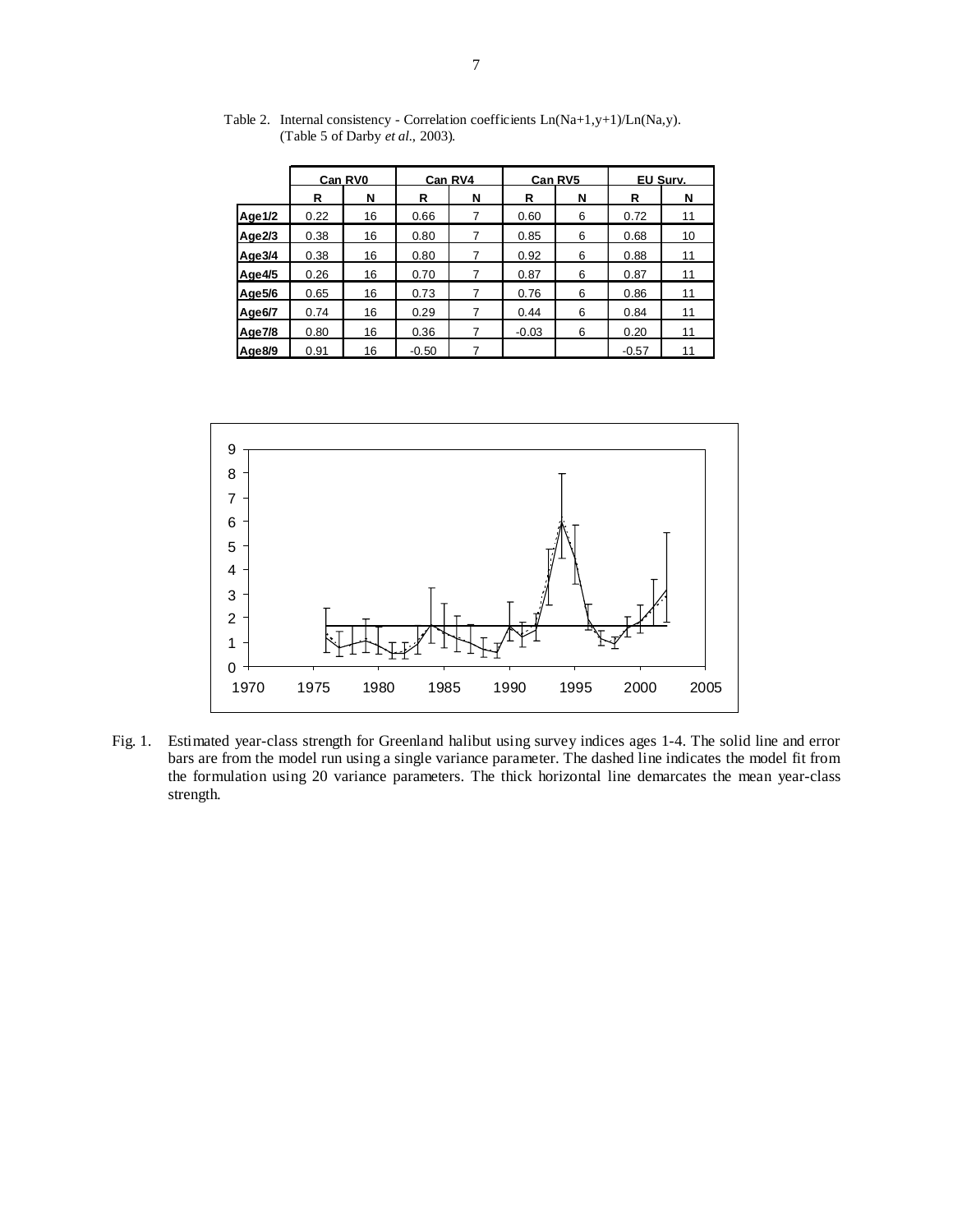Table 2. Internal consistency - Correlation coefficients Ln(Na+1,y+1)/Ln(Na,y). (Table 5 of Darby *et al*., 2003).

| | Can RV0 | | Can RV4 | | Can RV5 | | EU Surv. | |
|---|---|---|---|---|---|---|---|---|
| | R | N | R | N | R | N | R | N |
| **Age1/2** | 0.22 | 16 | 0.66 | 7 | 0.60 | 6 | 0.72 | 11 |
| **Age2/3** | 0.38 | 16 | 0.80 | 7 | 0.85 | 6 | 0.68 | 10 |
| **Age3/4** | 0.38 | 16 | 0.80 | 7 | 0.92 | 6 | 0.88 | 11 |
| **Age4/5** | 0.26 | 16 | 0.70 | 7 | 0.87 | 6 | 0.87 | 11 |
| **Age5/6** | 0.65 | 16 | 0.73 | 7 | 0.76 | 6 | 0.86 | 11 |
| **Age6/7** | 0.74 | 16 | 0.29 | 7 | 0.44 | 6 | 0.84 | 11 |
| **Age7/8** | 0.80 | 16 | 0.36 | 7 | -0.03 | 6 | 0.20 | 11 |
| **Age8/9** | 0.91 | 16 | -0.50 | 7 | | | -0.57 | 11 |

Fig. 1. Estimated year-class strength for Greenland halibut using survey indices ages 1-4. The solid line and error bars are from the model run using a single variance parameter. The dashed line indicates the model fit from the formulation using 20 variance parameters. The thick horizontal line demarcates the mean year-class strength.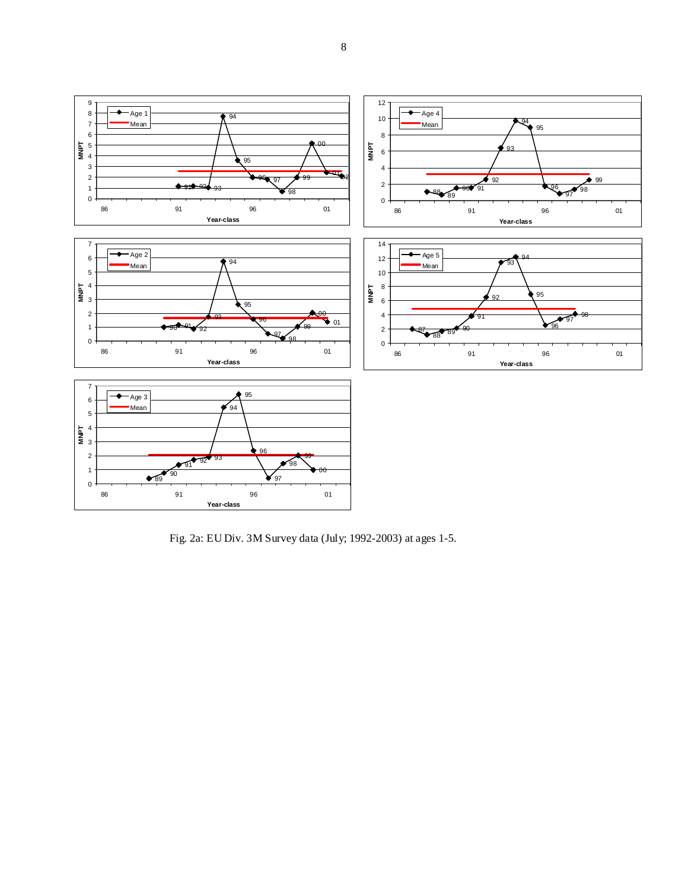Fig. 2a: EU Div. 3M Survey data (July; 1992-2003) at ages 1-5.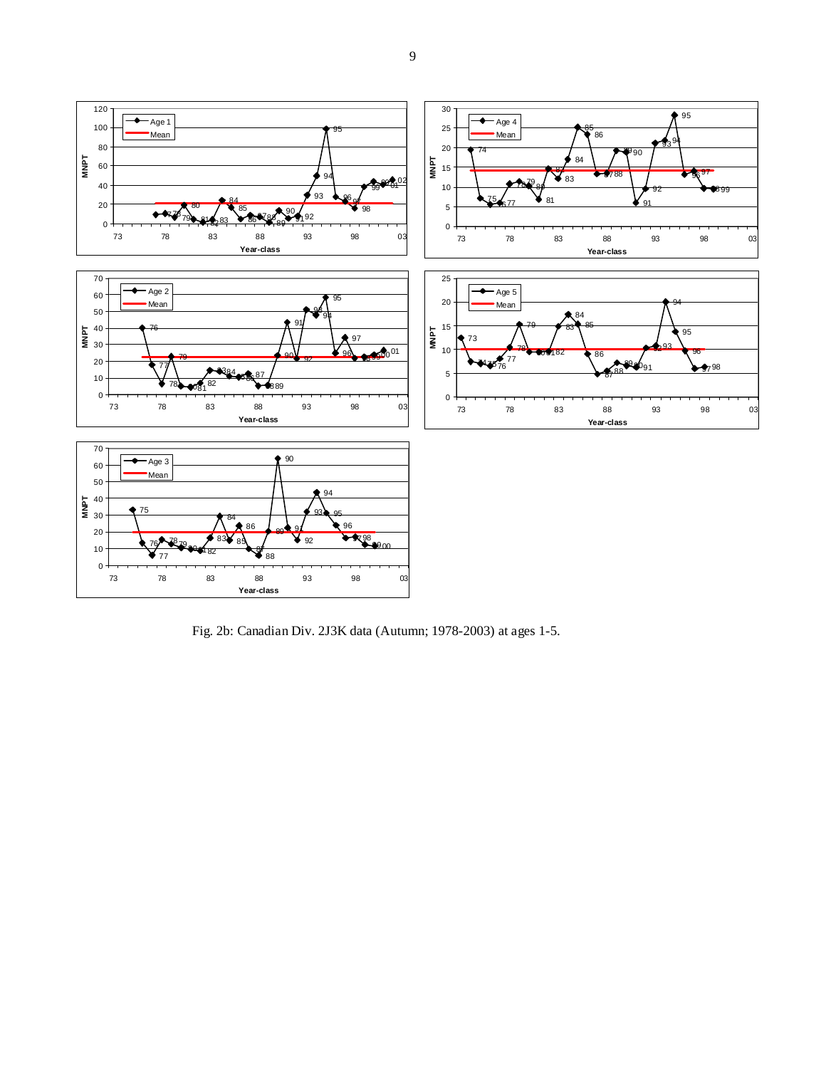Fig. 2b: Canadian Div. 2J3K data (Autumn; 1978-2003) at ages 1-5.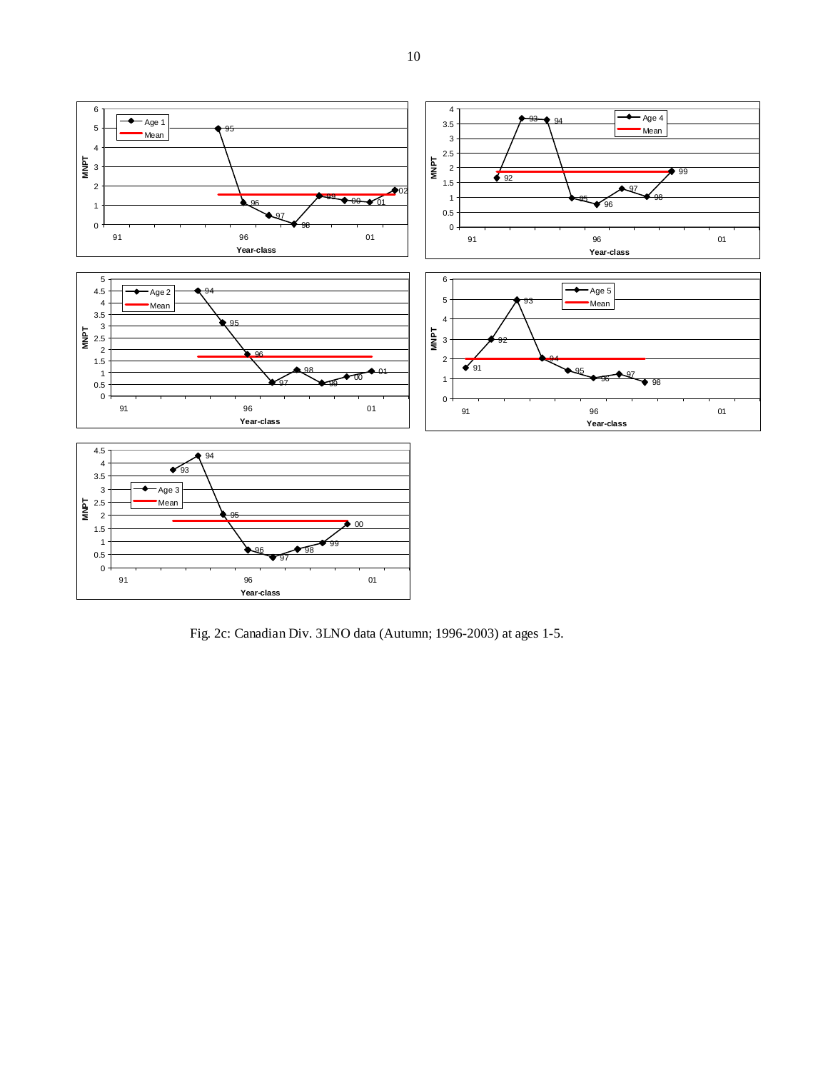Fig. 2c: Canadian Div. 3LNO data (Autumn; 1996-2003) at ages 1-5.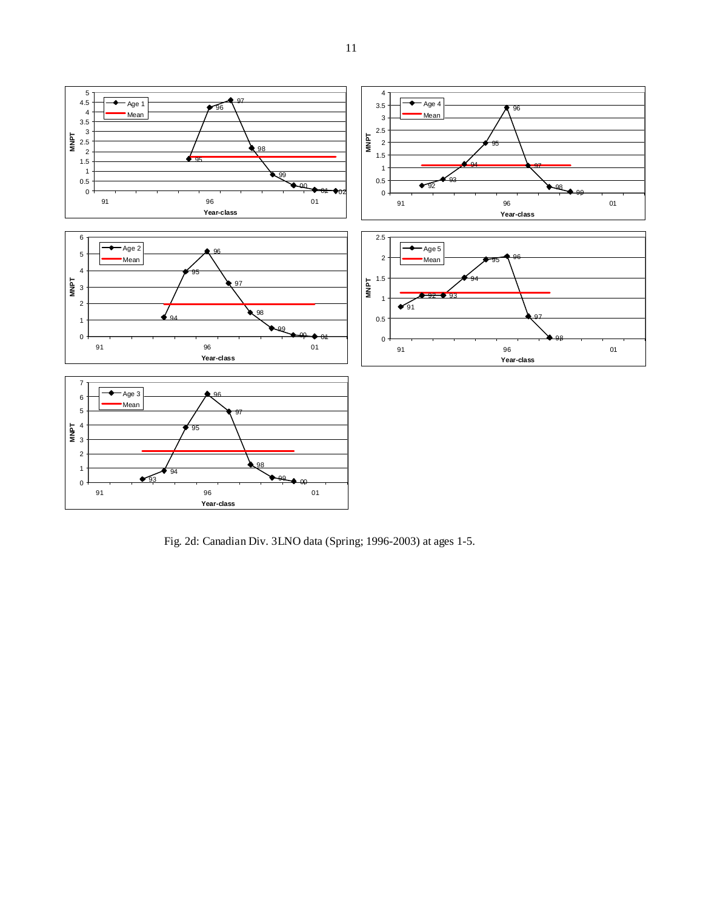Fig. 2d: Canadian Div. 3LNO data (Spring; 1996-2003) at ages 1-5.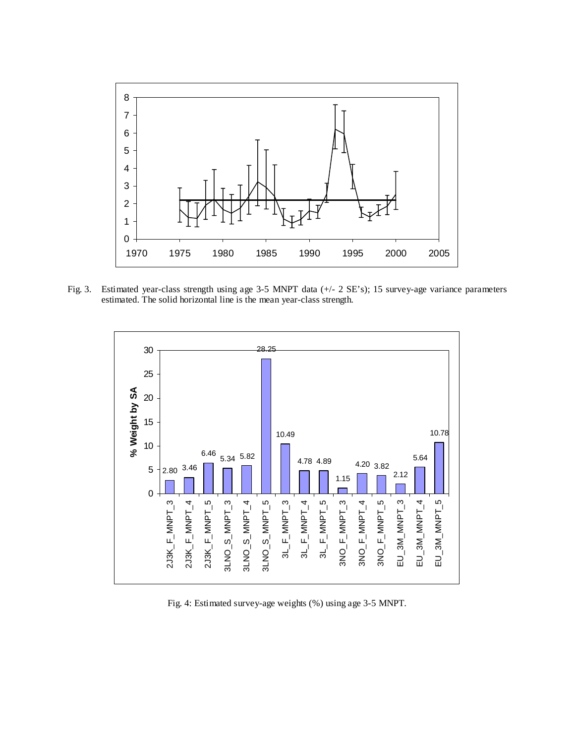Fig. 3. Estimated year-class strength using age 3-5 MNPT data (+/- 2 SE's); 15 survey-age variance parameters estimated. The solid horizontal line is the mean year-class strength.

Fig. 4: Estimated survey-age weights (%) using age 3-5 MNPT.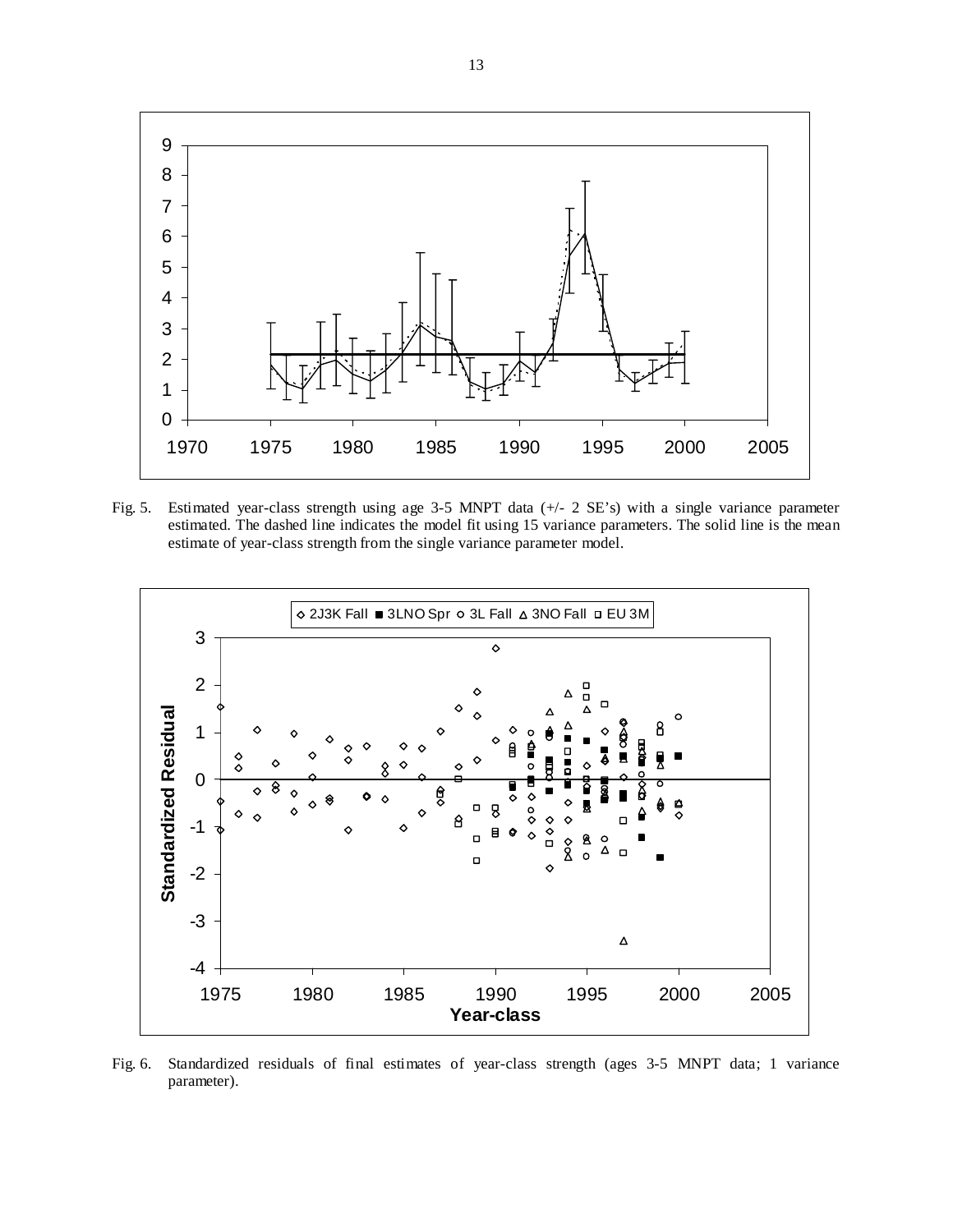Fig. 5. Estimated year-class strength using age 3-5 MNPT data (+/- 2 SE's) with a single variance parameter estimated. The dashed line indicates the model fit using 15 variance parameters. The solid line is the mean estimate of year-class strength from the single variance parameter model.

Fig. 6. Standardized residuals of final estimates of year-class strength (ages 3-5 MNPT data; 1 variance parameter).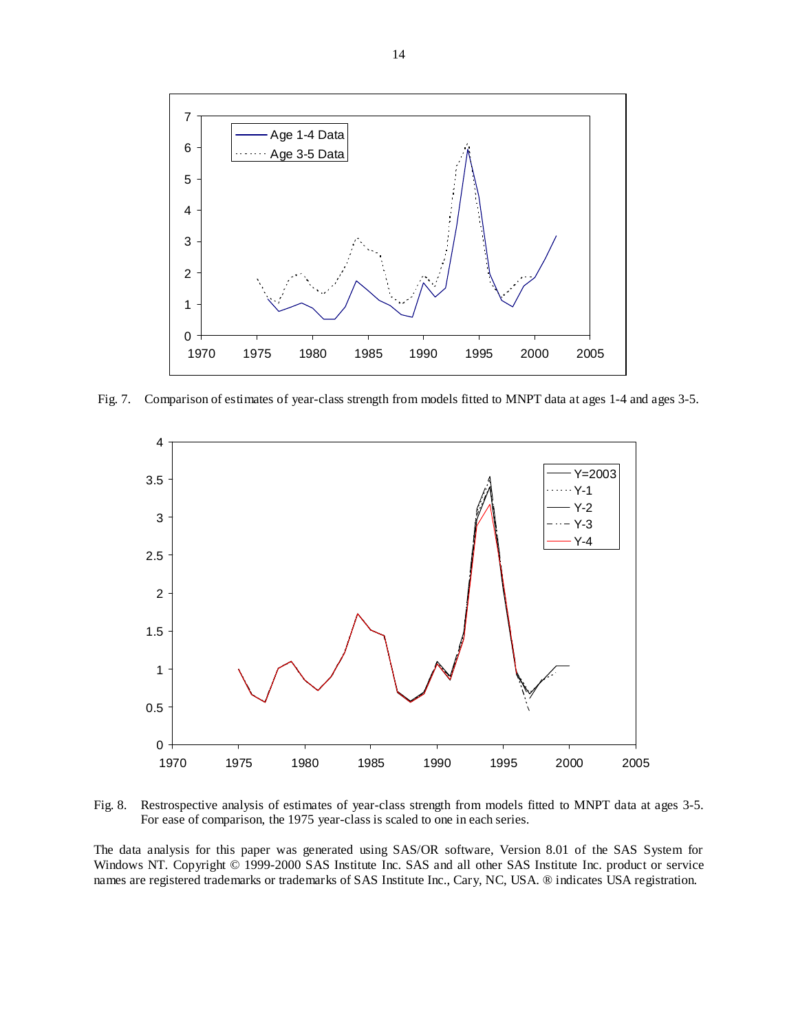7
6
5
4
3
2
1
0
1970 1975 1980 1985 1990 1995 2000 2005

Age 1-4 Data
Age 3-5 Data

Fig. 7. Comparison of estimates of year-class strength from models fitted to MNPT data at ages 1-4 and ages 3-5.

4
3.5
3
2.5
2
1.5
1
0.5
0
1970 1975 1980 1985 1990 1995 2000 2005

Y=2003
Y-1
Y-2
Y-3
Y-4

Fig. 8. Restrospective analysis of estimates of year-class strength from models fitted to MNPT data at ages 3-5. For ease of comparison, the 1975 year-class is scaled to one in each series.

The data analysis for this paper was generated using SAS/OR software, Version 8.01 of the SAS System for Windows NT. Copyright © 1999-2000 SAS Institute Inc. SAS and all other SAS Institute Inc. product or service names are registered trademarks or trademarks of SAS Institute Inc., Cary, NC, USA. ® indicates USA registration.